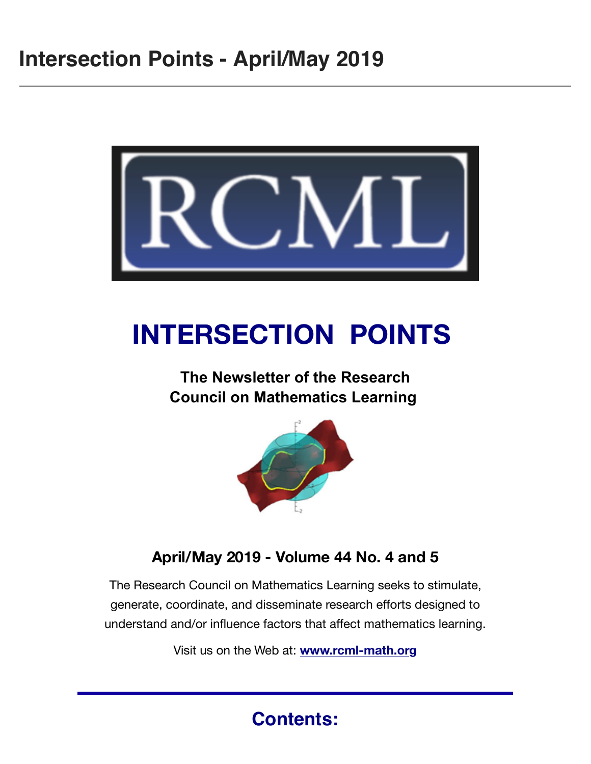# Intersection Points - April/May 2019

## INTERSECTION POINTS

**The Newsletter of the Research Council on Mathematics Learning**

### April/May 2019 - Volume 44 No. 4 and 5

The Research Council on Mathematics Learning seeks to stimulate, generate, coordinate, and disseminate research efforts designed to understand and/or influence factors that affect mathematics learning.

Visit us on the Web at: **www.rcml-math.org**

## Contents: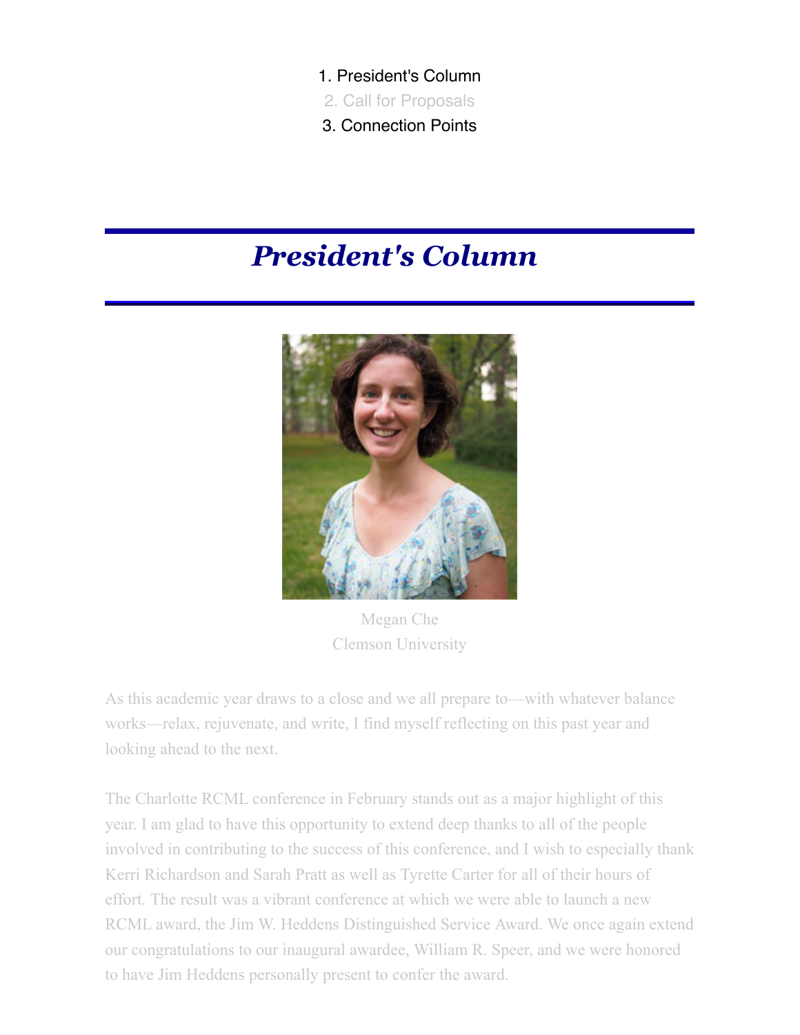1. President's Column
2. Call for Proposals
3. Connection Points

# *President's Column*

Megan Che
Clemson University

As this academic year draws to a close and we all prepare to—with whatever balance works—relax, rejuvenate, and write, I find myself reflecting on this past year and looking ahead to the next.

The Charlotte RCML conference in February stands out as a major highlight of this year. I am glad to have this opportunity to extend deep thanks to all of the people involved in contributing to the success of this conference, and I wish to especially thank Kerri Richardson and Sarah Pratt as well as Tyrette Carter for all of their hours of effort. The result was a vibrant conference at which we were able to launch a new RCML award, the Jim W. Heddens Distinguished Service Award. We once again extend our congratulations to our inaugural awardee, William R. Speer, and we were honored to have Jim Heddens personally present to confer the award.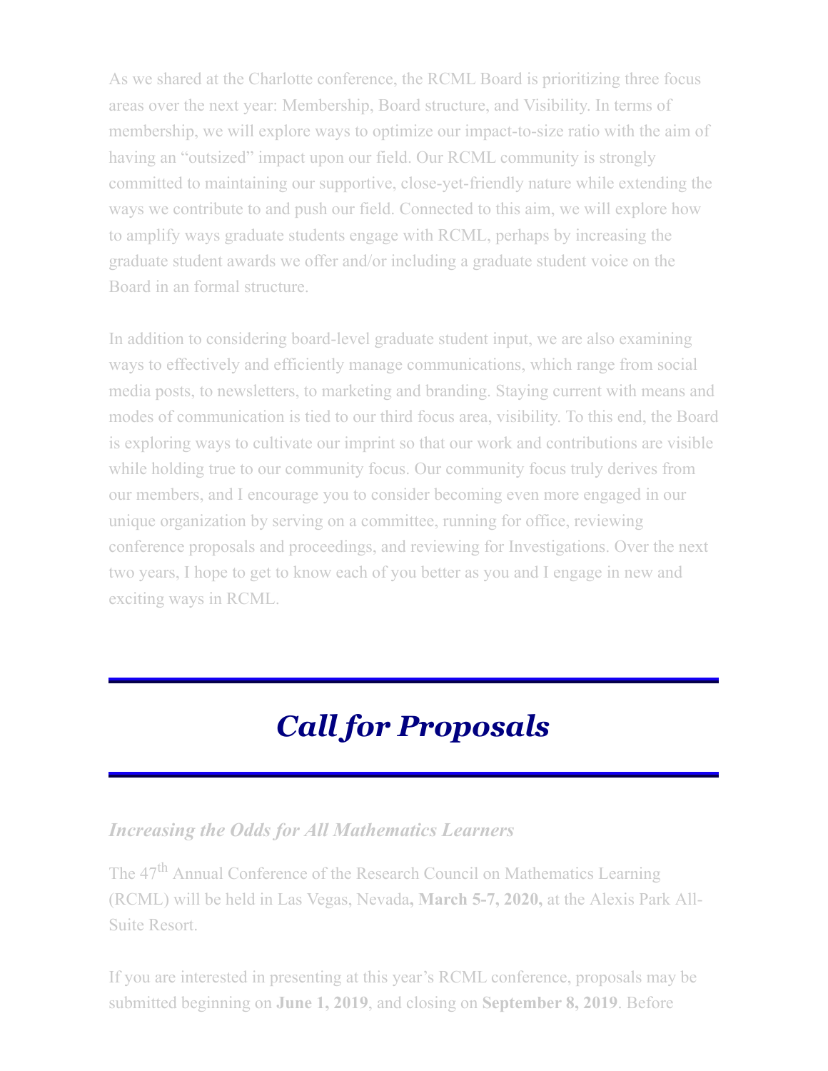As we shared at the Charlotte conference, the RCML Board is prioritizing three focus areas over the next year: Membership, Board structure, and Visibility. In terms of membership, we will explore ways to optimize our impact-to-size ratio with the aim of having an "outsized" impact upon our field. Our RCML community is strongly committed to maintaining our supportive, close-yet-friendly nature while extending the ways we contribute to and push our field. Connected to this aim, we will explore how to amplify ways graduate students engage with RCML, perhaps by increasing the graduate student awards we offer and/or including a graduate student voice on the Board in an formal structure.

In addition to considering board-level graduate student input, we are also examining ways to effectively and efficiently manage communications, which range from social media posts, to newsletters, to marketing and branding. Staying current with means and modes of communication is tied to our third focus area, visibility. To this end, the Board is exploring ways to cultivate our imprint so that our work and contributions are visible while holding true to our community focus. Our community focus truly derives from our members, and I encourage you to consider becoming even more engaged in our unique organization by serving on a committee, running for office, reviewing conference proposals and proceedings, and reviewing for Investigations. Over the next two years, I hope to get to know each of you better as you and I engage in new and exciting ways in RCML.

## *Call for Proposals*

### *Increasing the Odds for All Mathematics Learners*

The 47th Annual Conference of the Research Council on Mathematics Learning (RCML) will be held in Las Vegas, Nevada**, March 5-7, 2020,** at the Alexis Park All-Suite Resort.

If you are interested in presenting at this year's RCML conference, proposals may be submitted beginning on **June 1, 2019**, and closing on **September 8, 2019**. Before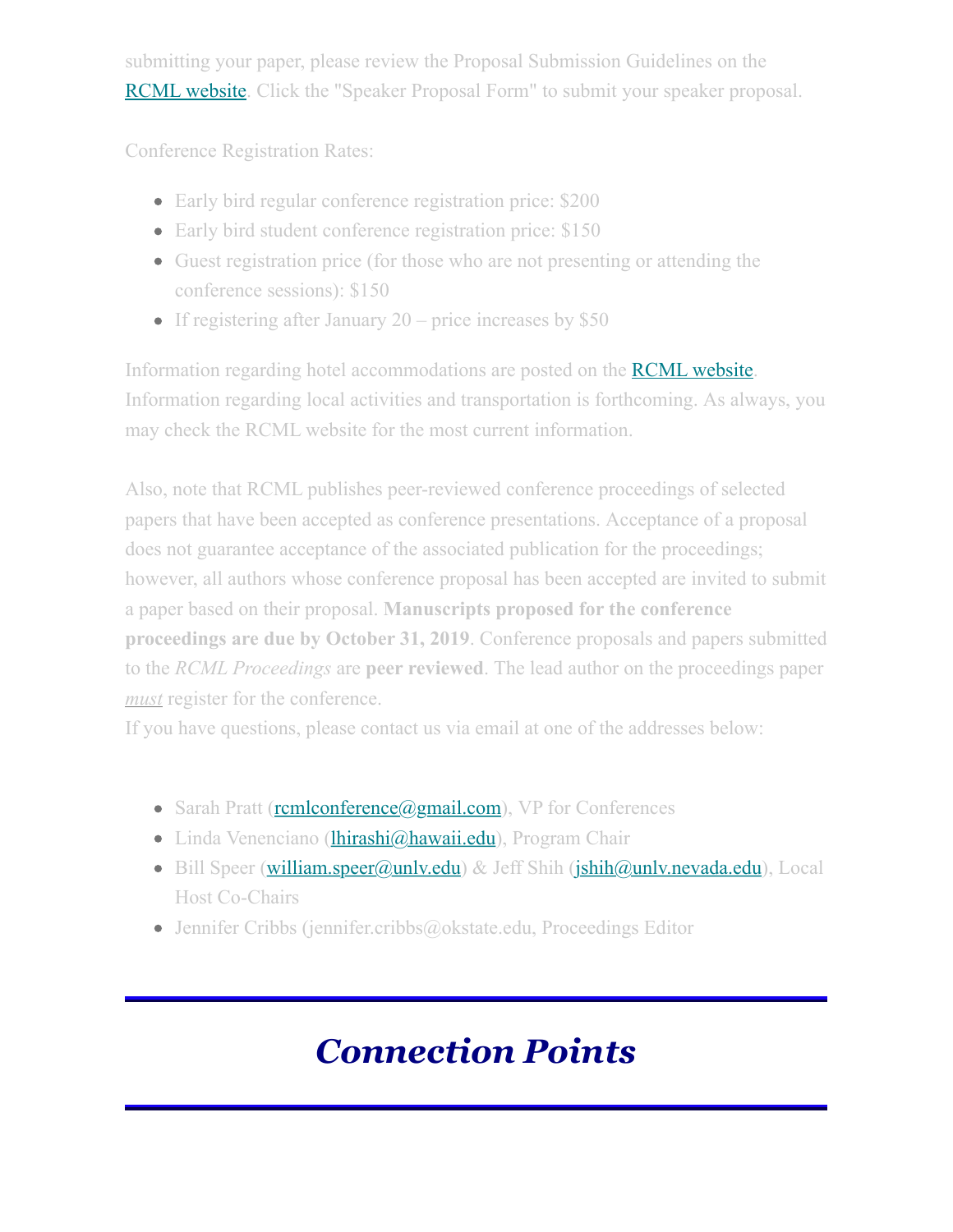submitting your paper, please review the Proposal Submission Guidelines on the RCML website. Click the "Speaker Proposal Form" to submit your speaker proposal.

Conference Registration Rates:

- Early bird regular conference registration price: $200
- Early bird student conference registration price: $150
- Guest registration price (for those who are not presenting or attending the conference sessions): $150
- If registering after January 20 – price increases by $50

Information regarding hotel accommodations are posted on the RCML website. Information regarding local activities and transportation is forthcoming. As always, you may check the RCML website for the most current information.

Also, note that RCML publishes peer-reviewed conference proceedings of selected papers that have been accepted as conference presentations. Acceptance of a proposal does not guarantee acceptance of the associated publication for the proceedings; however, all authors whose conference proposal has been accepted are invited to submit a paper based on their proposal. **Manuscripts proposed for the conference proceedings are due by October 31, 2019**. Conference proposals and papers submitted to the *RCML Proceedings* are **peer reviewed**. The lead author on the proceedings paper ***must*** register for the conference.
If you have questions, please contact us via email at one of the addresses below:

- Sarah Pratt (rcmlconference@gmail.com), VP for Conferences
- Linda Venenciano (lhirashi@hawaii.edu), Program Chair
- Bill Speer (william.speer@unlv.edu) & Jeff Shih (jshih@unlv.nevada.edu), Local Host Co-Chairs
- Jennifer Cribbs (jennifer.cribbs@okstate.edu, Proceedings Editor

# *Connection Points*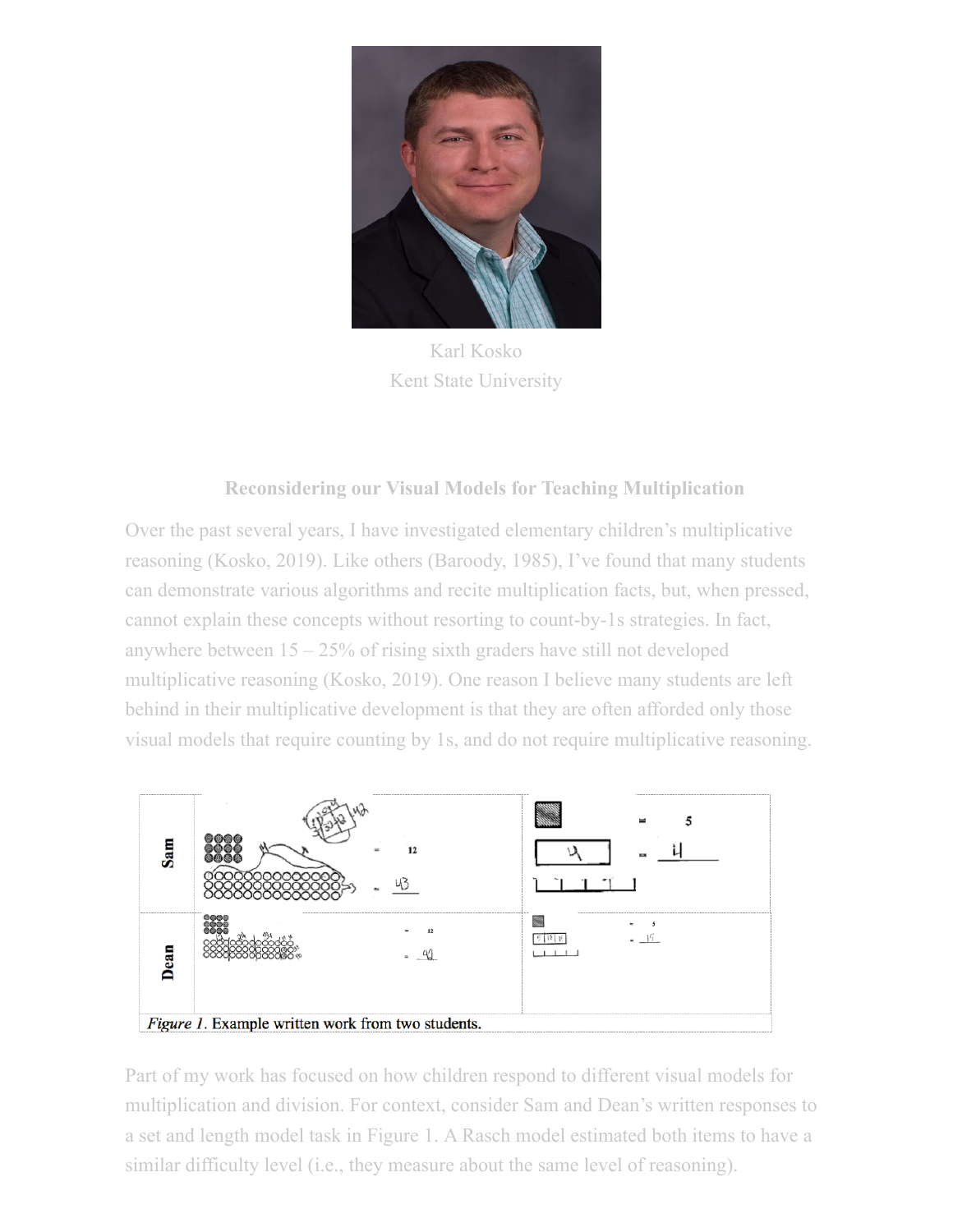Karl Kosko
Kent State University

## Reconsidering our Visual Models for Teaching Multiplication

Over the past several years, I have investigated elementary children's multiplicative reasoning (Kosko, 2019). Like others (Baroody, 1985), I've found that many students can demonstrate various algorithms and recite multiplication facts, but, when pressed, cannot explain these concepts without resorting to count-by-1s strategies. In fact, anywhere between 15 – 25% of rising sixth graders have still not developed multiplicative reasoning (Kosko, 2019). One reason I believe many students are left behind in their multiplicative development is that they are often afforded only those visual models that require counting by 1s, and do not require multiplicative reasoning.

*Figure 1*. Example written work from two students.

Part of my work has focused on how children respond to different visual models for multiplication and division. For context, consider Sam and Dean's written responses to a set and length model task in Figure 1. A Rasch model estimated both items to have a similar difficulty level (i.e., they measure about the same level of reasoning).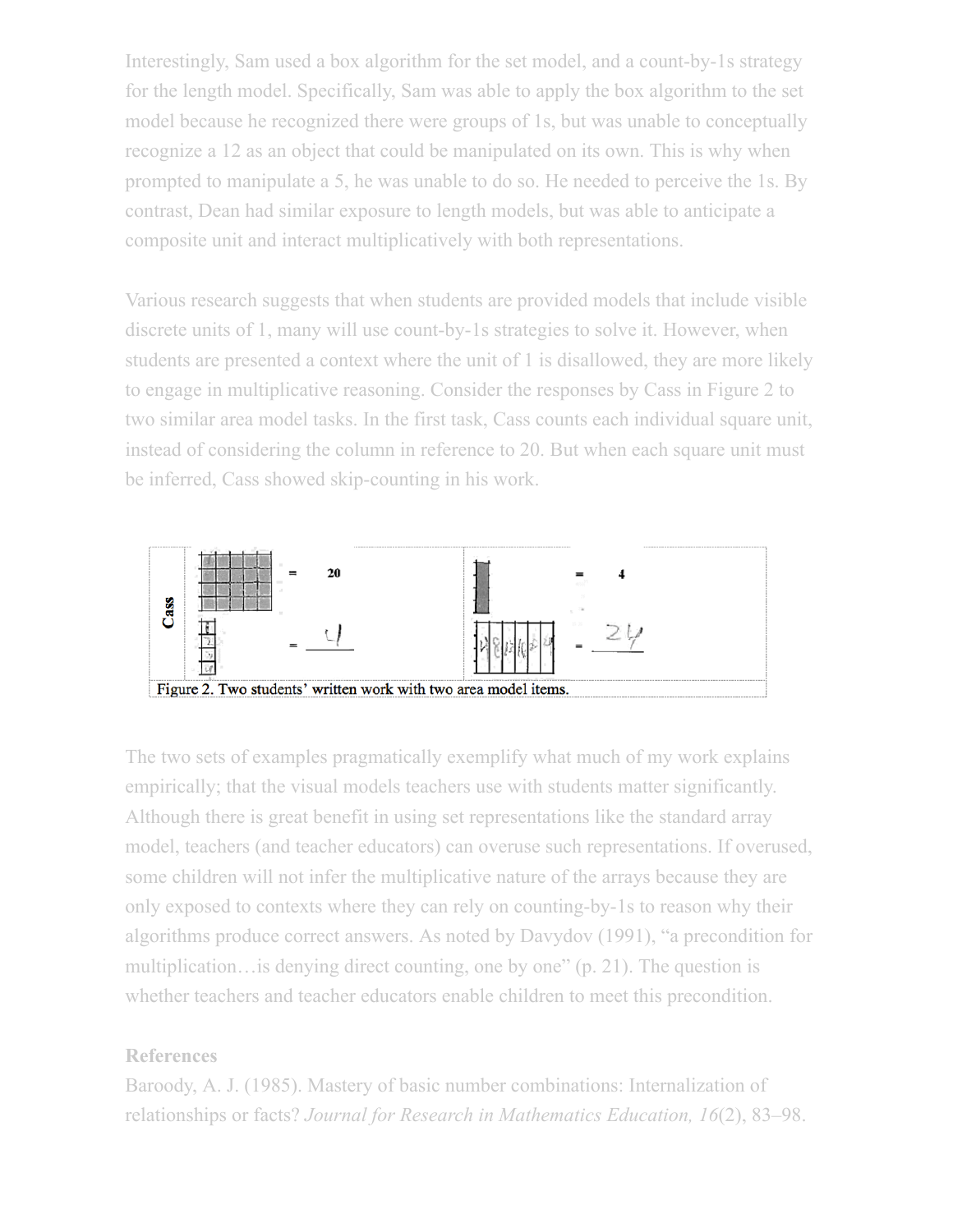Interestingly, Sam used a box algorithm for the set model, and a count-by-1s strategy for the length model. Specifically, Sam was able to apply the box algorithm to the set model because he recognized there were groups of 1s, but was unable to conceptually recognize a 12 as an object that could be manipulated on its own. This is why when prompted to manipulate a 5, he was unable to do so. He needed to perceive the 1s. By contrast, Dean had similar exposure to length models, but was able to anticipate a composite unit and interact multiplicatively with both representations.

Various research suggests that when students are provided models that include visible discrete units of 1, many will use count-by-1s strategies to solve it. However, when students are presented a context where the unit of 1 is disallowed, they are more likely to engage in multiplicative reasoning. Consider the responses by Cass in Figure 2 to two similar area model tasks. In the first task, Cass counts each individual square unit, instead of considering the column in reference to 20. But when each square unit must be inferred, Cass showed skip-counting in his work.

Figure 2. Two students' written work with two area model items.

The two sets of examples pragmatically exemplify what much of my work explains empirically; that the visual models teachers use with students matter significantly. Although there is great benefit in using set representations like the standard array model, teachers (and teacher educators) can overuse such representations. If overused, some children will not infer the multiplicative nature of the arrays because they are only exposed to contexts where they can rely on counting-by-1s to reason why their algorithms produce correct answers. As noted by Davydov (1991), "a precondition for multiplication…is denying direct counting, one by one" (p. 21). The question is whether teachers and teacher educators enable children to meet this precondition.

**References**

Baroody, A. J. (1985). Mastery of basic number combinations: Internalization of relationships or facts? *Journal for Research in Mathematics Education, 16*(2), 83–98.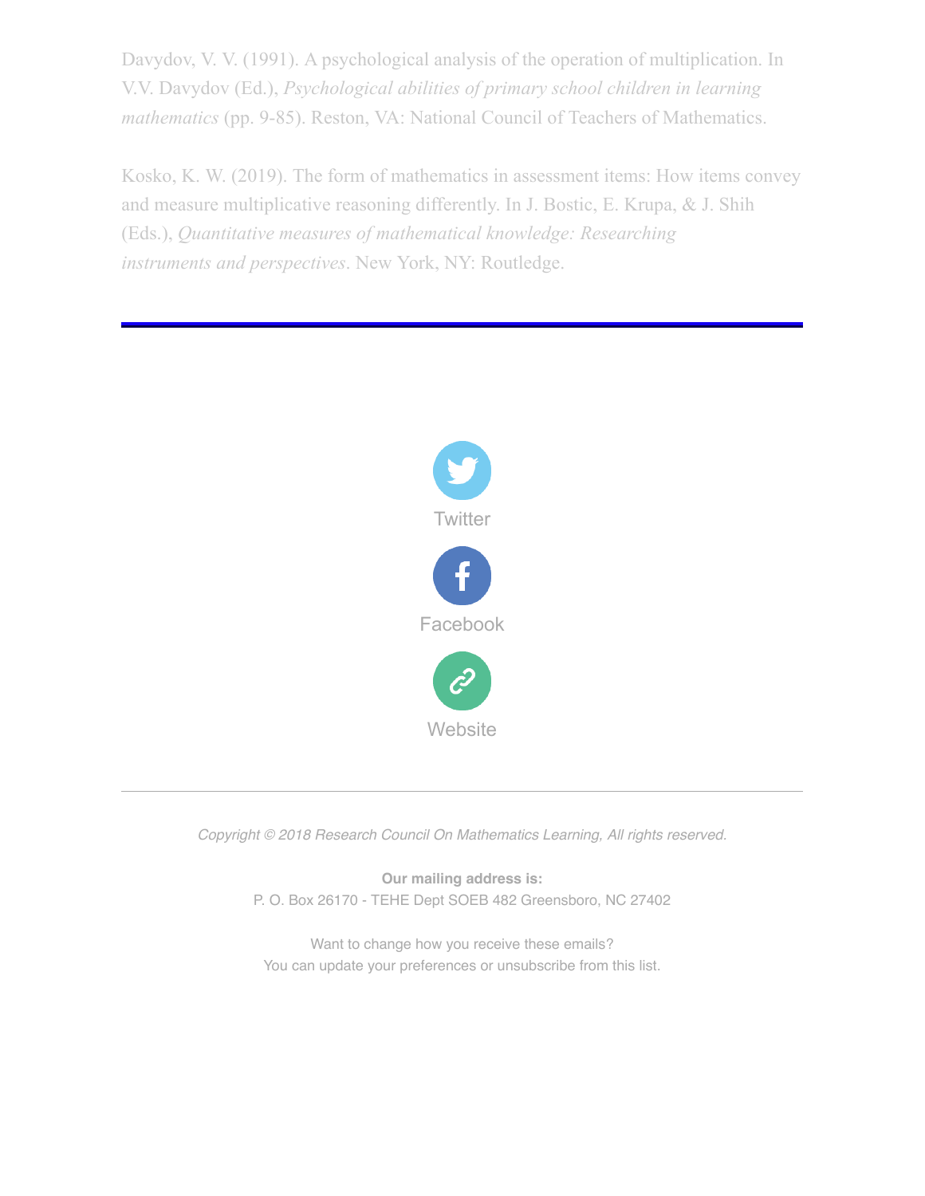Davydov, V. V. (1991). A psychological analysis of the operation of multiplication. In V.V. Davydov (Ed.), *Psychological abilities of primary school children in learning mathematics* (pp. 9-85). Reston, VA: National Council of Teachers of Mathematics.

Kosko, K. W. (2019). The form of mathematics in assessment items: How items convey and measure multiplicative reasoning differently. In J. Bostic, E. Krupa, & J. Shih (Eds.), *Quantitative measures of mathematical knowledge: Researching instruments and perspectives*. New York, NY: Routledge.

---

Twitter

Facebook

Website

---

*Copyright © 2018 Research Council On Mathematics Learning, All rights reserved.*

**Our mailing address is:**
P. O. Box 26170 - TEHE Dept SOEB 482 Greensboro, NC 27402

Want to change how you receive these emails?
You can update your preferences or unsubscribe from this list.